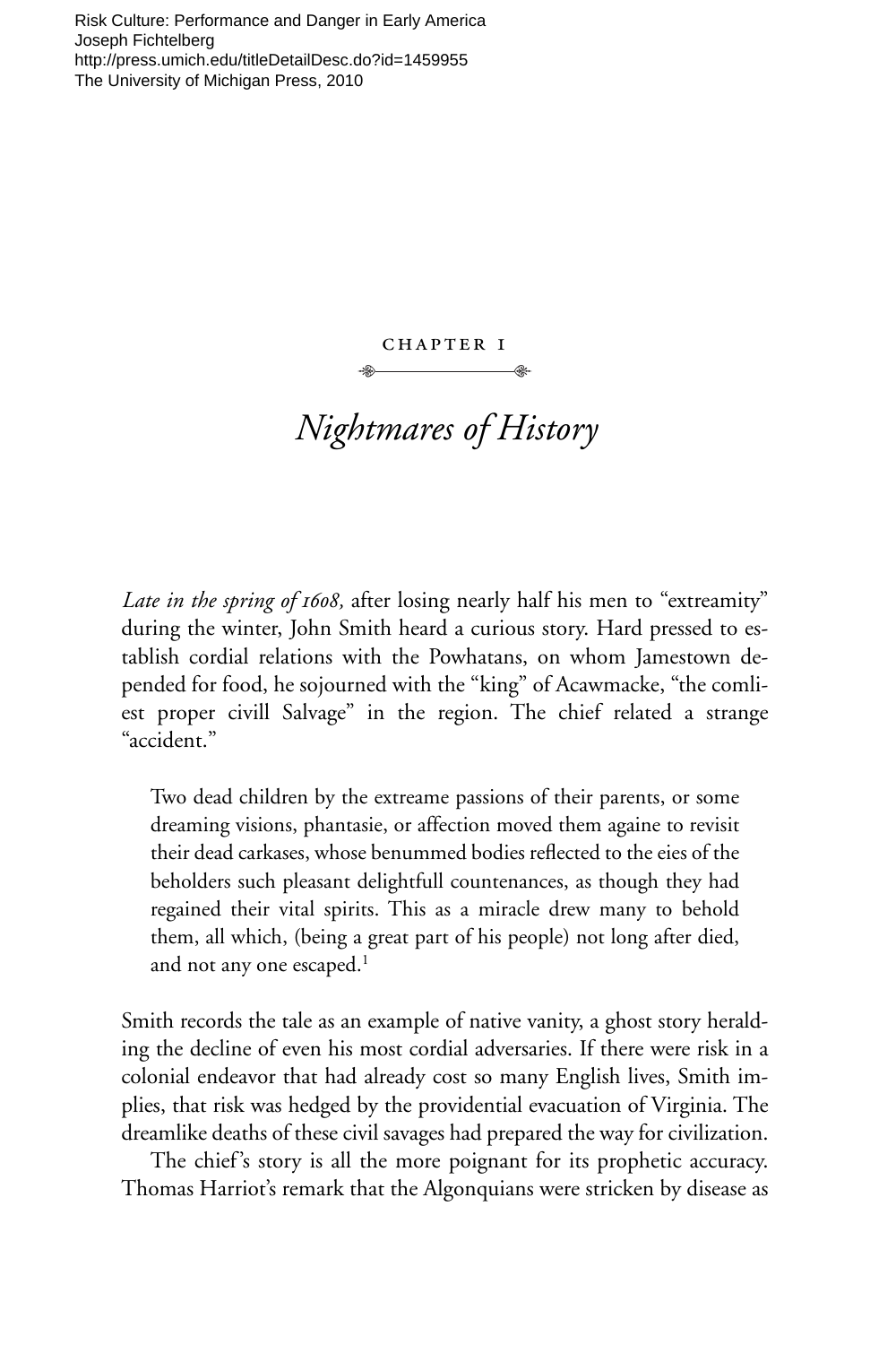Risk Culture: Performance and Danger in Early America
Joseph Fichtelberg
http://press.umich.edu/titleDetailDesc.do?id=1459955
The University of Michigan Press, 2010

# CHAPTER 1

## *Nightmares of History*

*Late in the spring of 1608,* after losing nearly half his men to "extreamity" during the winter, John Smith heard a curious story. Hard pressed to establish cordial relations with the Powhatans, on whom Jamestown depended for food, he sojourned with the "king" of Acawmacke, "the comliest proper civill Salvage" in the region. The chief related a strange "accident."

> Two dead children by the extreame passions of their parents, or some dreaming visions, phantasie, or affection moved them againe to revisit their dead carkases, whose benummed bodies reflected to the eies of the beholders such pleasant delightfull countenances, as though they had regained their vital spirits. This as a miracle drew many to behold them, all which, (being a great part of his people) not long after died, and not any one escaped.[1]

Smith records the tale as an example of native vanity, a ghost story heralding the decline of even his most cordial adversaries. If there were risk in a colonial endeavor that had already cost so many English lives, Smith implies, that risk was hedged by the providential evacuation of Virginia. The dreamlike deaths of these civil savages had prepared the way for civilization.

The chief's story is all the more poignant for its prophetic accuracy. Thomas Harriot's remark that the Algonquians were stricken by disease as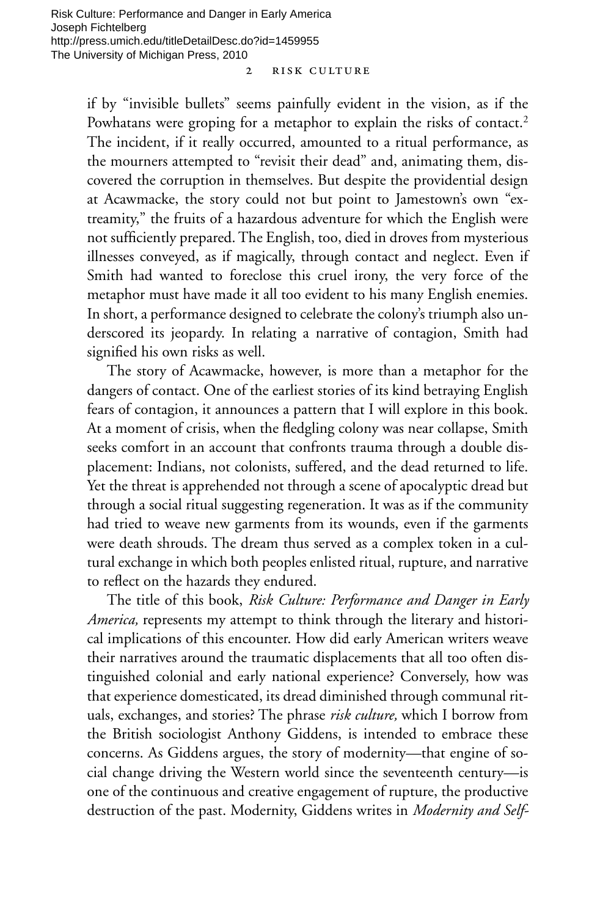if by "invisible bullets" seems painfully evident in the vision, as if the Powhatans were groping for a metaphor to explain the risks of contact.[2] The incident, if it really occurred, amounted to a ritual performance, as the mourners attempted to "revisit their dead" and, animating them, discovered the corruption in themselves. But despite the providential design at Acawmacke, the story could not but point to Jamestown's own "extreamity," the fruits of a hazardous adventure for which the English were not sufficiently prepared. The English, too, died in droves from mysterious illnesses conveyed, as if magically, through contact and neglect. Even if Smith had wanted to foreclose this cruel irony, the very force of the metaphor must have made it all too evident to his many English enemies. In short, a performance designed to celebrate the colony's triumph also underscored its jeopardy. In relating a narrative of contagion, Smith had signified his own risks as well.

The story of Acawmacke, however, is more than a metaphor for the dangers of contact. One of the earliest stories of its kind betraying English fears of contagion, it announces a pattern that I will explore in this book. At a moment of crisis, when the fledgling colony was near collapse, Smith seeks comfort in an account that confronts trauma through a double displacement: Indians, not colonists, suffered, and the dead returned to life. Yet the threat is apprehended not through a scene of apocalyptic dread but through a social ritual suggesting regeneration. It was as if the community had tried to weave new garments from its wounds, even if the garments were death shrouds. The dream thus served as a complex token in a cultural exchange in which both peoples enlisted ritual, rupture, and narrative to reflect on the hazards they endured.

The title of this book, *Risk Culture: Performance and Danger in Early America,* represents my attempt to think through the literary and historical implications of this encounter. How did early American writers weave their narratives around the traumatic displacements that all too often distinguished colonial and early national experience? Conversely, how was that experience domesticated, its dread diminished through communal rituals, exchanges, and stories? The phrase *risk culture,* which I borrow from the British sociologist Anthony Giddens, is intended to embrace these concerns. As Giddens argues, the story of modernity—that engine of social change driving the Western world since the seventeenth century—is one of the continuous and creative engagement of rupture, the productive destruction of the past. Modernity, Giddens writes in *Modernity and Self-*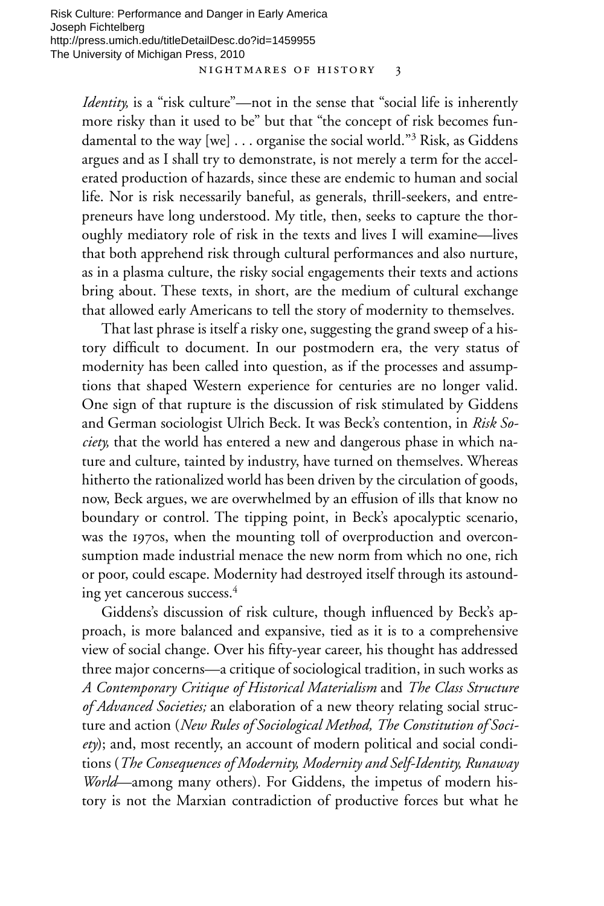*Identity,* is a "risk culture"—not in the sense that "social life is inherently more risky than it used to be" but that "the concept of risk becomes fundamental to the way [we] . . . organise the social world."[3] Risk, as Giddens argues and as I shall try to demonstrate, is not merely a term for the accelerated production of hazards, since these are endemic to human and social life. Nor is risk necessarily baneful, as generals, thrill-seekers, and entrepreneurs have long understood. My title, then, seeks to capture the thoroughly mediatory role of risk in the texts and lives I will examine—lives that both apprehend risk through cultural performances and also nurture, as in a plasma culture, the risky social engagements their texts and actions bring about. These texts, in short, are the medium of cultural exchange that allowed early Americans to tell the story of modernity to themselves.

That last phrase is itself a risky one, suggesting the grand sweep of a history difficult to document. In our postmodern era, the very status of modernity has been called into question, as if the processes and assumptions that shaped Western experience for centuries are no longer valid. One sign of that rupture is the discussion of risk stimulated by Giddens and German sociologist Ulrich Beck. It was Beck's contention, in *Risk Society,* that the world has entered a new and dangerous phase in which nature and culture, tainted by industry, have turned on themselves. Whereas hitherto the rationalized world has been driven by the circulation of goods, now, Beck argues, we are overwhelmed by an effusion of ills that know no boundary or control. The tipping point, in Beck's apocalyptic scenario, was the 1970s, when the mounting toll of overproduction and overconsumption made industrial menace the new norm from which no one, rich or poor, could escape. Modernity had destroyed itself through its astounding yet cancerous success.[4]

Giddens's discussion of risk culture, though influenced by Beck's approach, is more balanced and expansive, tied as it is to a comprehensive view of social change. Over his fifty-year career, his thought has addressed three major concerns—a critique of sociological tradition, in such works as *A Contemporary Critique of Historical Materialism* and *The Class Structure of Advanced Societies;* an elaboration of a new theory relating social structure and action (*New Rules of Sociological Method, The Constitution of Society*); and, most recently, an account of modern political and social conditions (*The Consequences of Modernity, Modernity and Self-Identity, Runaway World*—among many others). For Giddens, the impetus of modern history is not the Marxian contradiction of productive forces but what he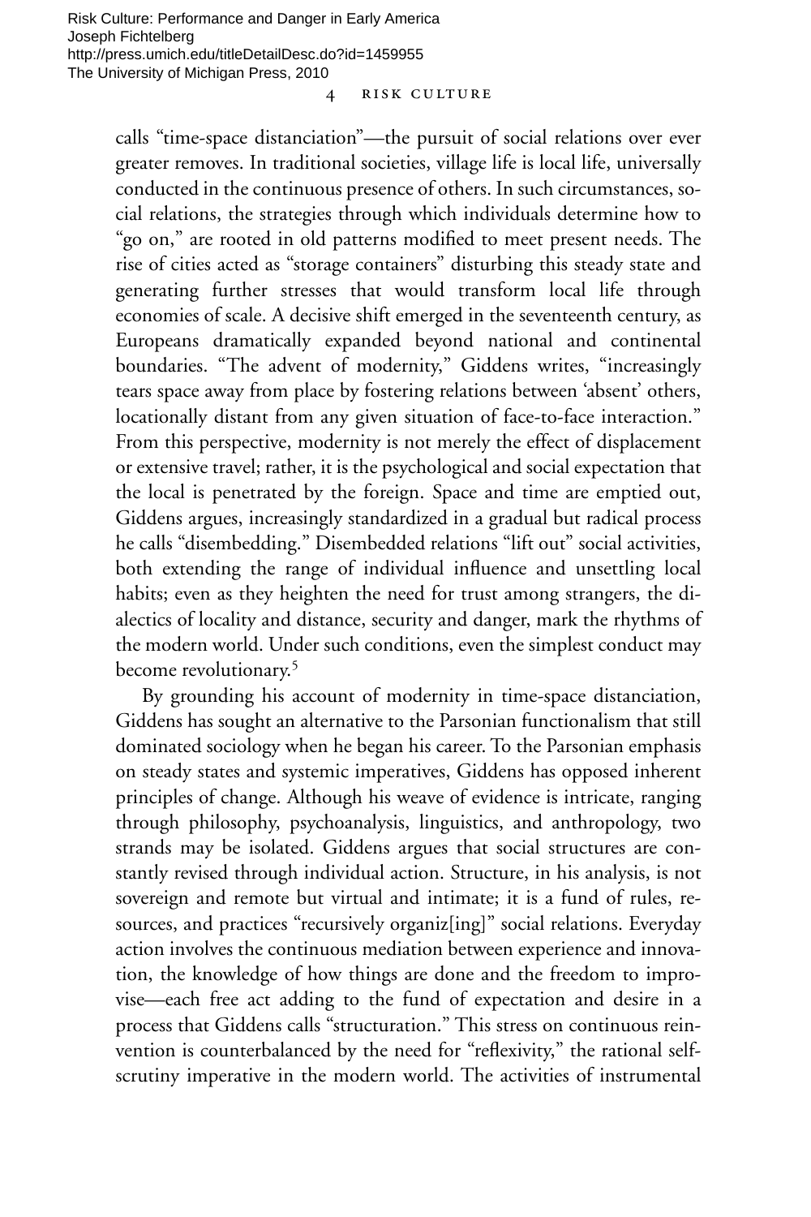calls "time-space distanciation"—the pursuit of social relations over ever greater removes. In traditional societies, village life is local life, universally conducted in the continuous presence of others. In such circumstances, social relations, the strategies through which individuals determine how to "go on," are rooted in old patterns modified to meet present needs. The rise of cities acted as "storage containers" disturbing this steady state and generating further stresses that would transform local life through economies of scale. A decisive shift emerged in the seventeenth century, as Europeans dramatically expanded beyond national and continental boundaries. "The advent of modernity," Giddens writes, "increasingly tears space away from place by fostering relations between 'absent' others, locationally distant from any given situation of face-to-face interaction." From this perspective, modernity is not merely the effect of displacement or extensive travel; rather, it is the psychological and social expectation that the local is penetrated by the foreign. Space and time are emptied out, Giddens argues, increasingly standardized in a gradual but radical process he calls "disembedding." Disembedded relations "lift out" social activities, both extending the range of individual influence and unsettling local habits; even as they heighten the need for trust among strangers, the dialectics of locality and distance, security and danger, mark the rhythms of the modern world. Under such conditions, even the simplest conduct may become revolutionary.[5]

By grounding his account of modernity in time-space distanciation, Giddens has sought an alternative to the Parsonian functionalism that still dominated sociology when he began his career. To the Parsonian emphasis on steady states and systemic imperatives, Giddens has opposed inherent principles of change. Although his weave of evidence is intricate, ranging through philosophy, psychoanalysis, linguistics, and anthropology, two strands may be isolated. Giddens argues that social structures are constantly revised through individual action. Structure, in his analysis, is not sovereign and remote but virtual and intimate; it is a fund of rules, resources, and practices "recursively organiz[ing]" social relations. Everyday action involves the continuous mediation between experience and innovation, the knowledge of how things are done and the freedom to improvise—each free act adding to the fund of expectation and desire in a process that Giddens calls "structuration." This stress on continuous reinvention is counterbalanced by the need for "reflexivity," the rational self-scrutiny imperative in the modern world. The activities of instrumental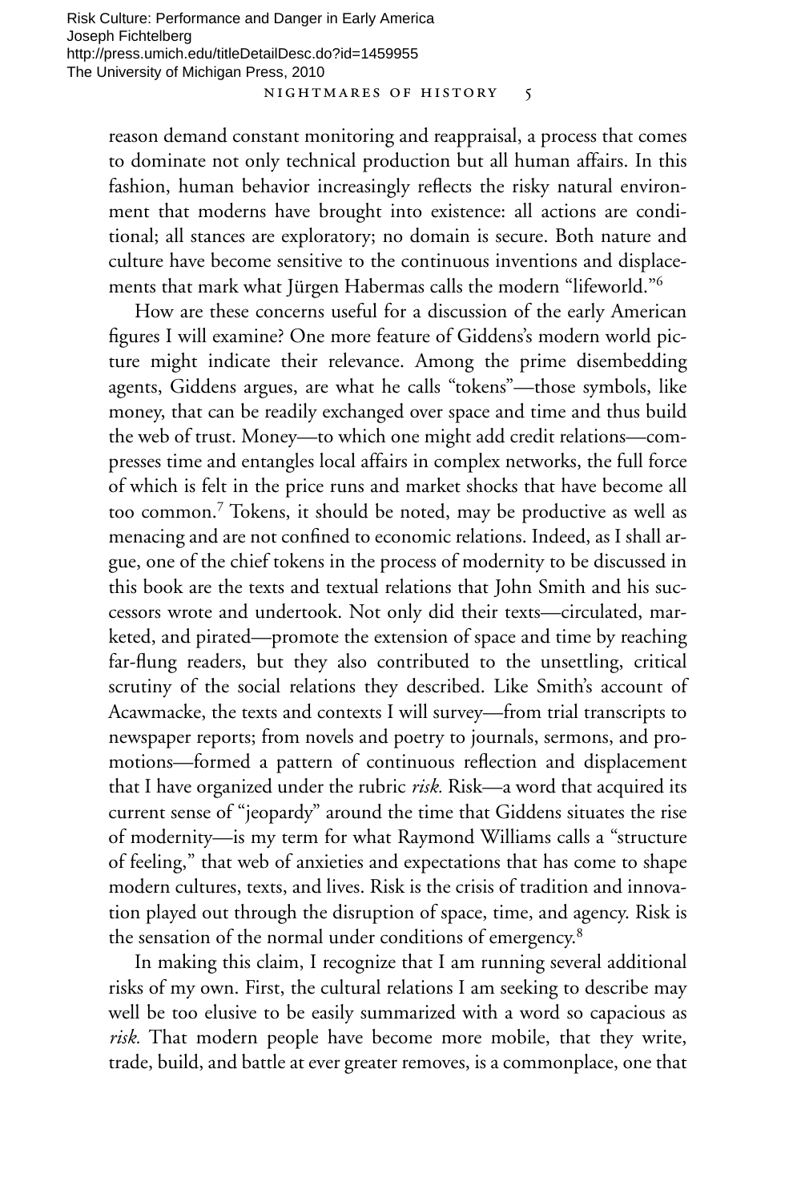reason demand constant monitoring and reappraisal, a process that comes to dominate not only technical production but all human affairs. In this fashion, human behavior increasingly reflects the risky natural environment that moderns have brought into existence: all actions are conditional; all stances are exploratory; no domain is secure. Both nature and culture have become sensitive to the continuous inventions and displacements that mark what Jürgen Habermas calls the modern "lifeworld."[6]

How are these concerns useful for a discussion of the early American figures I will examine? One more feature of Giddens's modern world picture might indicate their relevance. Among the prime disembedding agents, Giddens argues, are what he calls "tokens"—those symbols, like money, that can be readily exchanged over space and time and thus build the web of trust. Money—to which one might add credit relations—compresses time and entangles local affairs in complex networks, the full force of which is felt in the price runs and market shocks that have become all too common.[7] Tokens, it should be noted, may be productive as well as menacing and are not confined to economic relations. Indeed, as I shall argue, one of the chief tokens in the process of modernity to be discussed in this book are the texts and textual relations that John Smith and his successors wrote and undertook. Not only did their texts—circulated, marketed, and pirated—promote the extension of space and time by reaching far-flung readers, but they also contributed to the unsettling, critical scrutiny of the social relations they described. Like Smith's account of Acawmacke, the texts and contexts I will survey—from trial transcripts to newspaper reports; from novels and poetry to journals, sermons, and promotions—formed a pattern of continuous reflection and displacement that I have organized under the rubric *risk.* Risk—a word that acquired its current sense of "jeopardy" around the time that Giddens situates the rise of modernity—is my term for what Raymond Williams calls a "structure of feeling," that web of anxieties and expectations that has come to shape modern cultures, texts, and lives. Risk is the crisis of tradition and innovation played out through the disruption of space, time, and agency. Risk is the sensation of the normal under conditions of emergency.[8]

In making this claim, I recognize that I am running several additional risks of my own. First, the cultural relations I am seeking to describe may well be too elusive to be easily summarized with a word so capacious as *risk.* That modern people have become more mobile, that they write, trade, build, and battle at ever greater removes, is a commonplace, one that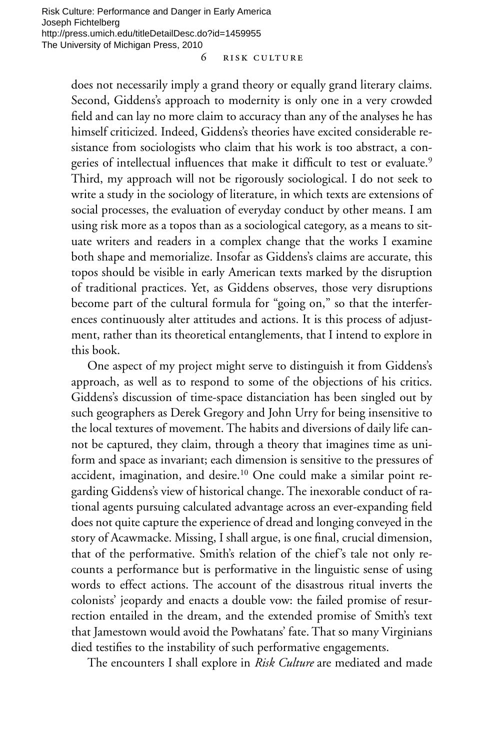does not necessarily imply a grand theory or equally grand literary claims. Second, Giddens's approach to modernity is only one in a very crowded field and can lay no more claim to accuracy than any of the analyses he has himself criticized. Indeed, Giddens's theories have excited considerable resistance from sociologists who claim that his work is too abstract, a congeries of intellectual influences that make it difficult to test or evaluate.[9] Third, my approach will not be rigorously sociological. I do not seek to write a study in the sociology of literature, in which texts are extensions of social processes, the evaluation of everyday conduct by other means. I am using risk more as a topos than as a sociological category, as a means to situate writers and readers in a complex change that the works I examine both shape and memorialize. Insofar as Giddens's claims are accurate, this topos should be visible in early American texts marked by the disruption of traditional practices. Yet, as Giddens observes, those very disruptions become part of the cultural formula for "going on," so that the interferences continuously alter attitudes and actions. It is this process of adjustment, rather than its theoretical entanglements, that I intend to explore in this book.

One aspect of my project might serve to distinguish it from Giddens's approach, as well as to respond to some of the objections of his critics. Giddens's discussion of time-space distanciation has been singled out by such geographers as Derek Gregory and John Urry for being insensitive to the local textures of movement. The habits and diversions of daily life cannot be captured, they claim, through a theory that imagines time as uniform and space as invariant; each dimension is sensitive to the pressures of accident, imagination, and desire.[10] One could make a similar point regarding Giddens's view of historical change. The inexorable conduct of rational agents pursuing calculated advantage across an ever-expanding field does not quite capture the experience of dread and longing conveyed in the story of Acawmacke. Missing, I shall argue, is one final, crucial dimension, that of the performative. Smith's relation of the chief's tale not only recounts a performance but is performative in the linguistic sense of using words to effect actions. The account of the disastrous ritual inverts the colonists' jeopardy and enacts a double vow: the failed promise of resurrection entailed in the dream, and the extended promise of Smith's text that Jamestown would avoid the Powhatans' fate. That so many Virginians died testifies to the instability of such performative engagements.

The encounters I shall explore in *Risk Culture* are mediated and made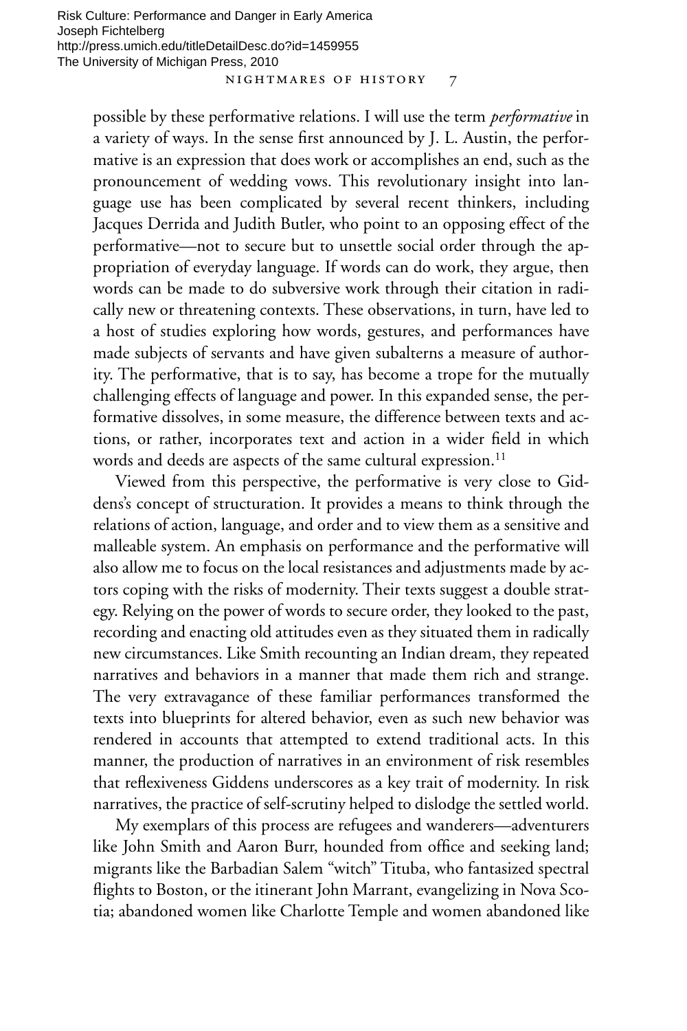possible by these performative relations. I will use the term *performative* in a variety of ways. In the sense first announced by J. L. Austin, the performative is an expression that does work or accomplishes an end, such as the pronouncement of wedding vows. This revolutionary insight into language use has been complicated by several recent thinkers, including Jacques Derrida and Judith Butler, who point to an opposing effect of the performative—not to secure but to unsettle social order through the appropriation of everyday language. If words can do work, they argue, then words can be made to do subversive work through their citation in radically new or threatening contexts. These observations, in turn, have led to a host of studies exploring how words, gestures, and performances have made subjects of servants and have given subalterns a measure of authority. The performative, that is to say, has become a trope for the mutually challenging effects of language and power. In this expanded sense, the performative dissolves, in some measure, the difference between texts and actions, or rather, incorporates text and action in a wider field in which words and deeds are aspects of the same cultural expression.[11]

Viewed from this perspective, the performative is very close to Giddens's concept of structuration. It provides a means to think through the relations of action, language, and order and to view them as a sensitive and malleable system. An emphasis on performance and the performative will also allow me to focus on the local resistances and adjustments made by actors coping with the risks of modernity. Their texts suggest a double strategy. Relying on the power of words to secure order, they looked to the past, recording and enacting old attitudes even as they situated them in radically new circumstances. Like Smith recounting an Indian dream, they repeated narratives and behaviors in a manner that made them rich and strange. The very extravagance of these familiar performances transformed the texts into blueprints for altered behavior, even as such new behavior was rendered in accounts that attempted to extend traditional acts. In this manner, the production of narratives in an environment of risk resembles that reflexiveness Giddens underscores as a key trait of modernity. In risk narratives, the practice of self-scrutiny helped to dislodge the settled world.

My exemplars of this process are refugees and wanderers—adventurers like John Smith and Aaron Burr, hounded from office and seeking land; migrants like the Barbadian Salem "witch" Tituba, who fantasized spectral flights to Boston, or the itinerant John Marrant, evangelizing in Nova Scotia; abandoned women like Charlotte Temple and women abandoned like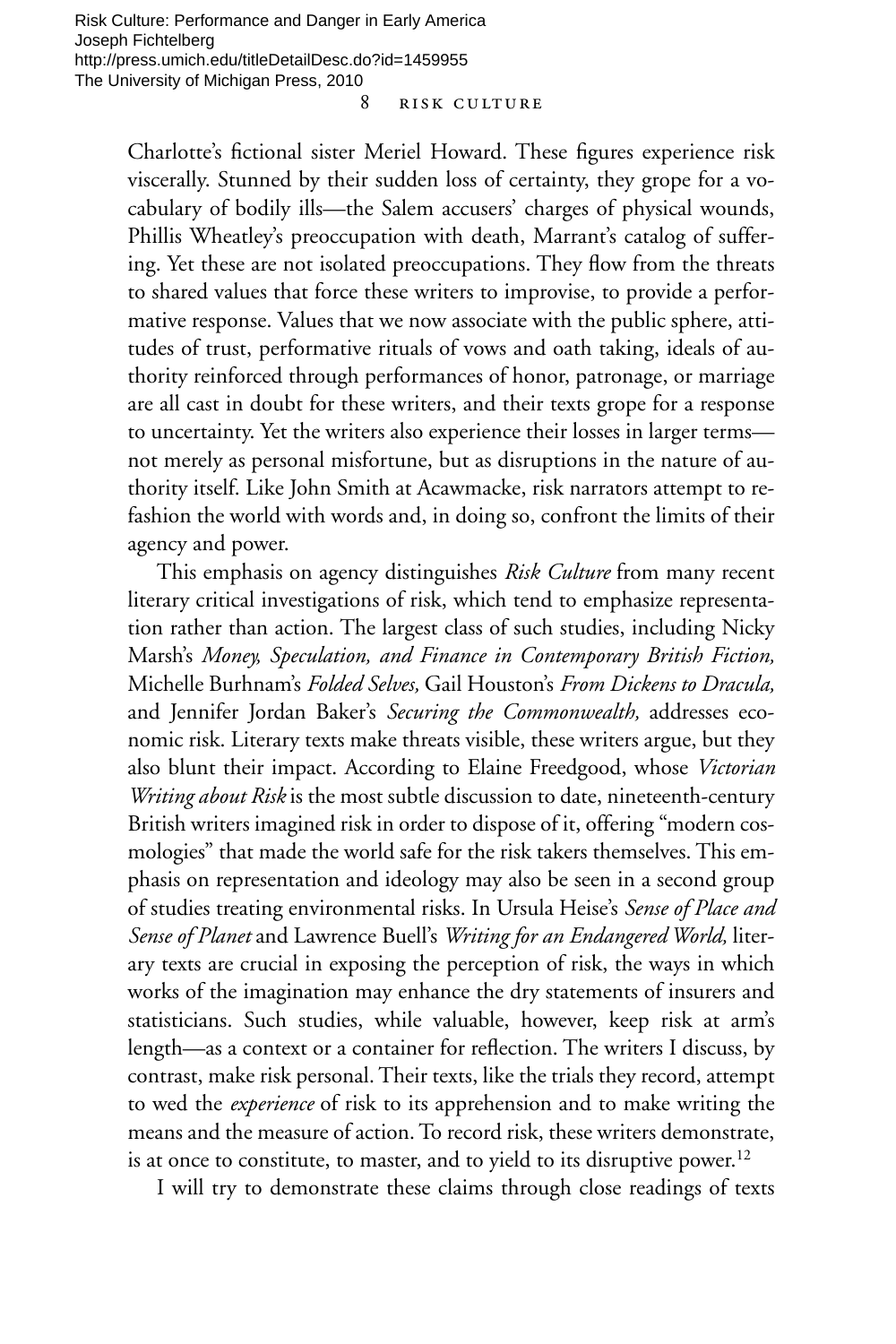Charlotte's fictional sister Meriel Howard. These figures experience risk viscerally. Stunned by their sudden loss of certainty, they grope for a vocabulary of bodily ills—the Salem accusers' charges of physical wounds, Phillis Wheatley's preoccupation with death, Marrant's catalog of suffering. Yet these are not isolated preoccupations. They flow from the threats to shared values that force these writers to improvise, to provide a performative response. Values that we now associate with the public sphere, attitudes of trust, performative rituals of vows and oath taking, ideals of authority reinforced through performances of honor, patronage, or marriage are all cast in doubt for these writers, and their texts grope for a response to uncertainty. Yet the writers also experience their losses in larger terms—not merely as personal misfortune, but as disruptions in the nature of authority itself. Like John Smith at Acawmacke, risk narrators attempt to refashion the world with words and, in doing so, confront the limits of their agency and power.

This emphasis on agency distinguishes *Risk Culture* from many recent literary critical investigations of risk, which tend to emphasize representation rather than action. The largest class of such studies, including Nicky Marsh's *Money, Speculation, and Finance in Contemporary British Fiction,* Michelle Burhnam's *Folded Selves,* Gail Houston's *From Dickens to Dracula,* and Jennifer Jordan Baker's *Securing the Commonwealth,* addresses economic risk. Literary texts make threats visible, these writers argue, but they also blunt their impact. According to Elaine Freedgood, whose *Victorian Writing about Risk* is the most subtle discussion to date, nineteenth-century British writers imagined risk in order to dispose of it, offering "modern cosmologies" that made the world safe for the risk takers themselves. This emphasis on representation and ideology may also be seen in a second group of studies treating environmental risks. In Ursula Heise's *Sense of Place and Sense of Planet* and Lawrence Buell's *Writing for an Endangered World,* literary texts are crucial in exposing the perception of risk, the ways in which works of the imagination may enhance the dry statements of insurers and statisticians. Such studies, while valuable, however, keep risk at arm's length—as a context or a container for reflection. The writers I discuss, by contrast, make risk personal. Their texts, like the trials they record, attempt to wed the *experience* of risk to its apprehension and to make writing the means and the measure of action. To record risk, these writers demonstrate, is at once to constitute, to master, and to yield to its disruptive power.[12]

I will try to demonstrate these claims through close readings of texts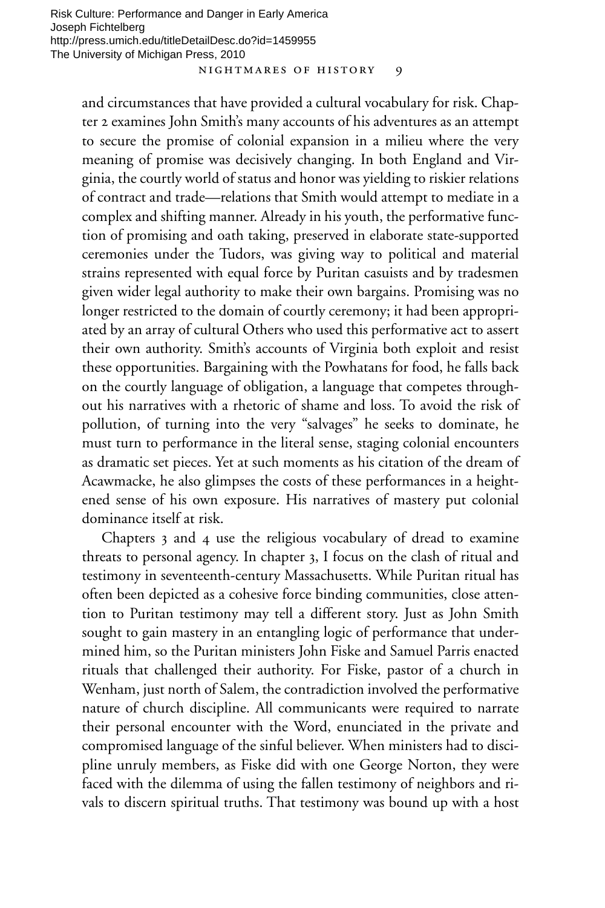and circumstances that have provided a cultural vocabulary for risk. Chapter 2 examines John Smith's many accounts of his adventures as an attempt to secure the promise of colonial expansion in a milieu where the very meaning of promise was decisively changing. In both England and Virginia, the courtly world of status and honor was yielding to riskier relations of contract and trade—relations that Smith would attempt to mediate in a complex and shifting manner. Already in his youth, the performative function of promising and oath taking, preserved in elaborate state-supported ceremonies under the Tudors, was giving way to political and material strains represented with equal force by Puritan casuists and by tradesmen given wider legal authority to make their own bargains. Promising was no longer restricted to the domain of courtly ceremony; it had been appropriated by an array of cultural Others who used this performative act to assert their own authority. Smith's accounts of Virginia both exploit and resist these opportunities. Bargaining with the Powhatans for food, he falls back on the courtly language of obligation, a language that competes throughout his narratives with a rhetoric of shame and loss. To avoid the risk of pollution, of turning into the very "salvages" he seeks to dominate, he must turn to performance in the literal sense, staging colonial encounters as dramatic set pieces. Yet at such moments as his citation of the dream of Acawmacke, he also glimpses the costs of these performances in a heightened sense of his own exposure. His narratives of mastery put colonial dominance itself at risk.

Chapters 3 and 4 use the religious vocabulary of dread to examine threats to personal agency. In chapter 3, I focus on the clash of ritual and testimony in seventeenth-century Massachusetts. While Puritan ritual has often been depicted as a cohesive force binding communities, close attention to Puritan testimony may tell a different story. Just as John Smith sought to gain mastery in an entangling logic of performance that undermined him, so the Puritan ministers John Fiske and Samuel Parris enacted rituals that challenged their authority. For Fiske, pastor of a church in Wenham, just north of Salem, the contradiction involved the performative nature of church discipline. All communicants were required to narrate their personal encounter with the Word, enunciated in the private and compromised language of the sinful believer. When ministers had to discipline unruly members, as Fiske did with one George Norton, they were faced with the dilemma of using the fallen testimony of neighbors and rivals to discern spiritual truths. That testimony was bound up with a host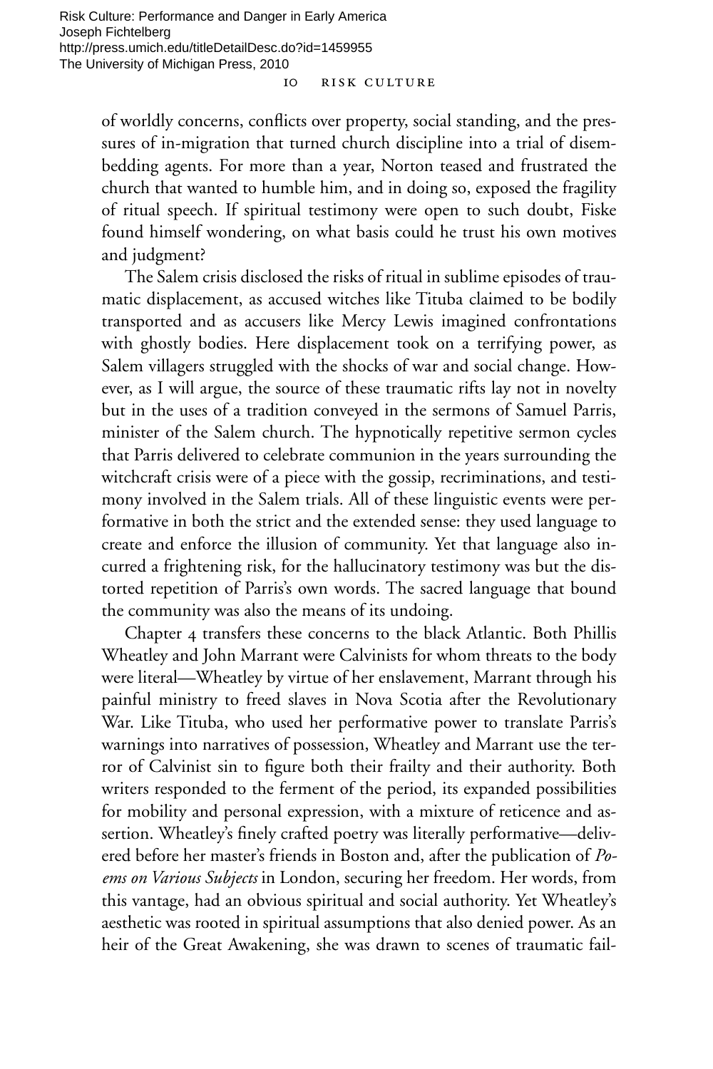of worldly concerns, conflicts over property, social standing, and the pressures of in-migration that turned church discipline into a trial of disembedding agents. For more than a year, Norton teased and frustrated the church that wanted to humble him, and in doing so, exposed the fragility of ritual speech. If spiritual testimony were open to such doubt, Fiske found himself wondering, on what basis could he trust his own motives and judgment?

The Salem crisis disclosed the risks of ritual in sublime episodes of traumatic displacement, as accused witches like Tituba claimed to be bodily transported and as accusers like Mercy Lewis imagined confrontations with ghostly bodies. Here displacement took on a terrifying power, as Salem villagers struggled with the shocks of war and social change. However, as I will argue, the source of these traumatic rifts lay not in novelty but in the uses of a tradition conveyed in the sermons of Samuel Parris, minister of the Salem church. The hypnotically repetitive sermon cycles that Parris delivered to celebrate communion in the years surrounding the witchcraft crisis were of a piece with the gossip, recriminations, and testimony involved in the Salem trials. All of these linguistic events were performative in both the strict and the extended sense: they used language to create and enforce the illusion of community. Yet that language also incurred a frightening risk, for the hallucinatory testimony was but the distorted repetition of Parris's own words. The sacred language that bound the community was also the means of its undoing.

Chapter 4 transfers these concerns to the black Atlantic. Both Phillis Wheatley and John Marrant were Calvinists for whom threats to the body were literal—Wheatley by virtue of her enslavement, Marrant through his painful ministry to freed slaves in Nova Scotia after the Revolutionary War. Like Tituba, who used her performative power to translate Parris's warnings into narratives of possession, Wheatley and Marrant use the terror of Calvinist sin to figure both their frailty and their authority. Both writers responded to the ferment of the period, its expanded possibilities for mobility and personal expression, with a mixture of reticence and assertion. Wheatley's finely crafted poetry was literally performative—delivered before her master's friends in Boston and, after the publication of *Poems on Various Subjects* in London, securing her freedom. Her words, from this vantage, had an obvious spiritual and social authority. Yet Wheatley's aesthetic was rooted in spiritual assumptions that also denied power. As an heir of the Great Awakening, she was drawn to scenes of traumatic fail-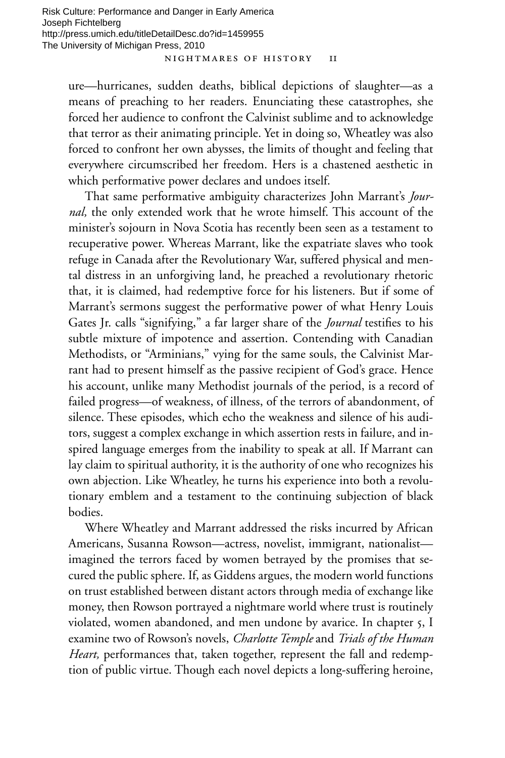ure—hurricanes, sudden deaths, biblical depictions of slaughter—as a means of preaching to her readers. Enunciating these catastrophes, she forced her audience to confront the Calvinist sublime and to acknowledge that terror as their animating principle. Yet in doing so, Wheatley was also forced to confront her own abysses, the limits of thought and feeling that everywhere circumscribed her freedom. Hers is a chastened aesthetic in which performative power declares and undoes itself.

That same performative ambiguity characterizes John Marrant's *Journal,* the only extended work that he wrote himself. This account of the minister's sojourn in Nova Scotia has recently been seen as a testament to recuperative power. Whereas Marrant, like the expatriate slaves who took refuge in Canada after the Revolutionary War, suffered physical and mental distress in an unforgiving land, he preached a revolutionary rhetoric that, it is claimed, had redemptive force for his listeners. But if some of Marrant's sermons suggest the performative power of what Henry Louis Gates Jr. calls "signifying," a far larger share of the *Journal* testifies to his subtle mixture of impotence and assertion. Contending with Canadian Methodists, or "Arminians," vying for the same souls, the Calvinist Marrant had to present himself as the passive recipient of God's grace. Hence his account, unlike many Methodist journals of the period, is a record of failed progress—of weakness, of illness, of the terrors of abandonment, of silence. These episodes, which echo the weakness and silence of his auditors, suggest a complex exchange in which assertion rests in failure, and inspired language emerges from the inability to speak at all. If Marrant can lay claim to spiritual authority, it is the authority of one who recognizes his own abjection. Like Wheatley, he turns his experience into both a revolutionary emblem and a testament to the continuing subjection of black bodies.

Where Wheatley and Marrant addressed the risks incurred by African Americans, Susanna Rowson—actress, novelist, immigrant, nationalist—imagined the terrors faced by women betrayed by the promises that secured the public sphere. If, as Giddens argues, the modern world functions on trust established between distant actors through media of exchange like money, then Rowson portrayed a nightmare world where trust is routinely violated, women abandoned, and men undone by avarice. In chapter 5, I examine two of Rowson's novels, *Charlotte Temple* and *Trials of the Human Heart,* performances that, taken together, represent the fall and redemption of public virtue. Though each novel depicts a long-suffering heroine,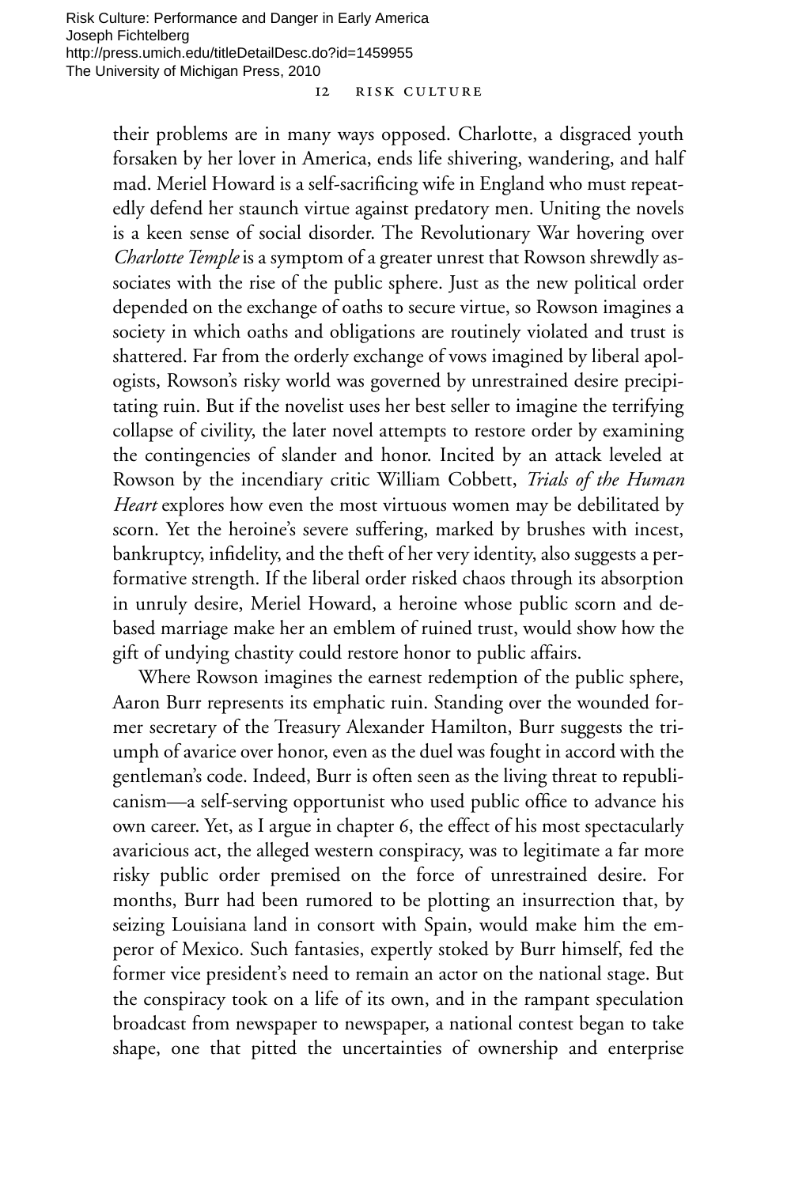their problems are in many ways opposed. Charlotte, a disgraced youth forsaken by her lover in America, ends life shivering, wandering, and half mad. Meriel Howard is a self-sacrificing wife in England who must repeatedly defend her staunch virtue against predatory men. Uniting the novels is a keen sense of social disorder. The Revolutionary War hovering over *Charlotte Temple* is a symptom of a greater unrest that Rowson shrewdly associates with the rise of the public sphere. Just as the new political order depended on the exchange of oaths to secure virtue, so Rowson imagines a society in which oaths and obligations are routinely violated and trust is shattered. Far from the orderly exchange of vows imagined by liberal apologists, Rowson's risky world was governed by unrestrained desire precipitating ruin. But if the novelist uses her best seller to imagine the terrifying collapse of civility, the later novel attempts to restore order by examining the contingencies of slander and honor. Incited by an attack leveled at Rowson by the incendiary critic William Cobbett, *Trials of the Human Heart* explores how even the most virtuous women may be debilitated by scorn. Yet the heroine's severe suffering, marked by brushes with incest, bankruptcy, infidelity, and the theft of her very identity, also suggests a performative strength. If the liberal order risked chaos through its absorption in unruly desire, Meriel Howard, a heroine whose public scorn and debased marriage make her an emblem of ruined trust, would show how the gift of undying chastity could restore honor to public affairs.

Where Rowson imagines the earnest redemption of the public sphere, Aaron Burr represents its emphatic ruin. Standing over the wounded former secretary of the Treasury Alexander Hamilton, Burr suggests the triumph of avarice over honor, even as the duel was fought in accord with the gentleman's code. Indeed, Burr is often seen as the living threat to republicanism—a self-serving opportunist who used public office to advance his own career. Yet, as I argue in chapter 6, the effect of his most spectacularly avaricious act, the alleged western conspiracy, was to legitimate a far more risky public order premised on the force of unrestrained desire. For months, Burr had been rumored to be plotting an insurrection that, by seizing Louisiana land in consort with Spain, would make him the emperor of Mexico. Such fantasies, expertly stoked by Burr himself, fed the former vice president's need to remain an actor on the national stage. But the conspiracy took on a life of its own, and in the rampant speculation broadcast from newspaper to newspaper, a national contest began to take shape, one that pitted the uncertainties of ownership and enterprise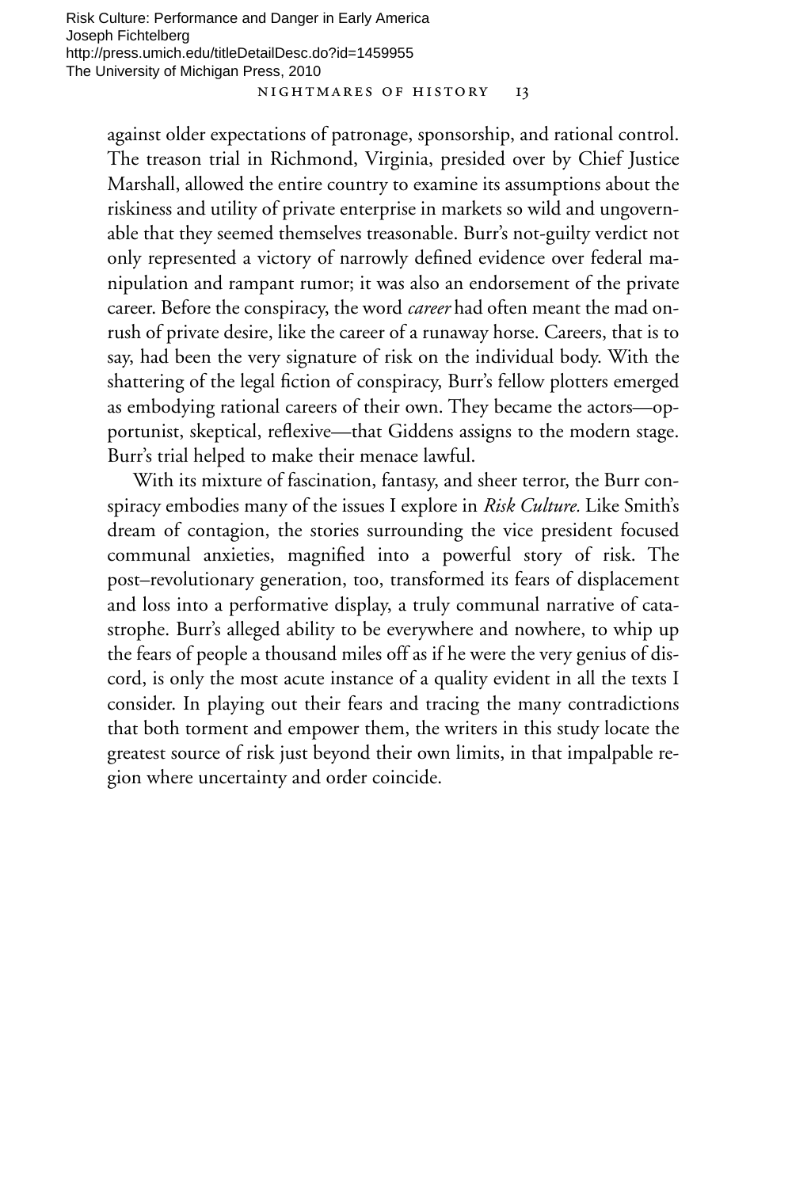against older expectations of patronage, sponsorship, and rational control. The treason trial in Richmond, Virginia, presided over by Chief Justice Marshall, allowed the entire country to examine its assumptions about the riskiness and utility of private enterprise in markets so wild and ungovernable that they seemed themselves treasonable. Burr's not-guilty verdict not only represented a victory of narrowly defined evidence over federal manipulation and rampant rumor; it was also an endorsement of the private career. Before the conspiracy, the word *career* had often meant the mad onrush of private desire, like the career of a runaway horse. Careers, that is to say, had been the very signature of risk on the individual body. With the shattering of the legal fiction of conspiracy, Burr's fellow plotters emerged as embodying rational careers of their own. They became the actors—opportunist, skeptical, reflexive—that Giddens assigns to the modern stage. Burr's trial helped to make their menace lawful.

With its mixture of fascination, fantasy, and sheer terror, the Burr conspiracy embodies many of the issues I explore in *Risk Culture.* Like Smith's dream of contagion, the stories surrounding the vice president focused communal anxieties, magnified into a powerful story of risk. The post–revolutionary generation, too, transformed its fears of displacement and loss into a performative display, a truly communal narrative of catastrophe. Burr's alleged ability to be everywhere and nowhere, to whip up the fears of people a thousand miles off as if he were the very genius of discord, is only the most acute instance of a quality evident in all the texts I consider. In playing out their fears and tracing the many contradictions that both torment and empower them, the writers in this study locate the greatest source of risk just beyond their own limits, in that impalpable region where uncertainty and order coincide.